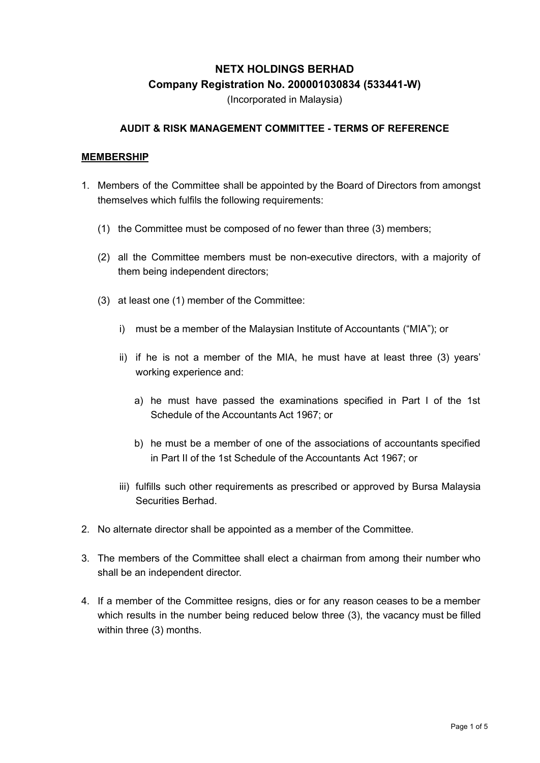# NETX HOLDINGS BERHAD

**Company Registration No. 200001030834 (533441-W)**

(Incorporated in Malaysia)

## AUDIT & RISK MANAGEMENT COMMITTEE - TERMS OF REFERENCE

### MEMBERSHIP

1. Members of the Committee shall be appointed by the Board of Directors from amongst themselves which fulfils the following requirements:

   (1) the Committee must be composed of no fewer than three (3) members;

   (2) all the Committee members must be non-executive directors, with a majority of them being independent directors;

   (3) at least one (1) member of the Committee:

      i) must be a member of the Malaysian Institute of Accountants ("MIA"); or

      ii) if he is not a member of the MIA, he must have at least three (3) years' working experience and:

         a) he must have passed the examinations specified in Part I of the 1st Schedule of the Accountants Act 1967; or

         b) he must be a member of one of the associations of accountants specified in Part II of the 1st Schedule of the Accountants Act 1967; or

      iii) fulfills such other requirements as prescribed or approved by Bursa Malaysia Securities Berhad.

2. No alternate director shall be appointed as a member of the Committee.

3. The members of the Committee shall elect a chairman from among their number who shall be an independent director.

4. If a member of the Committee resigns, dies or for any reason ceases to be a member which results in the number being reduced below three (3), the vacancy must be filled within three (3) months.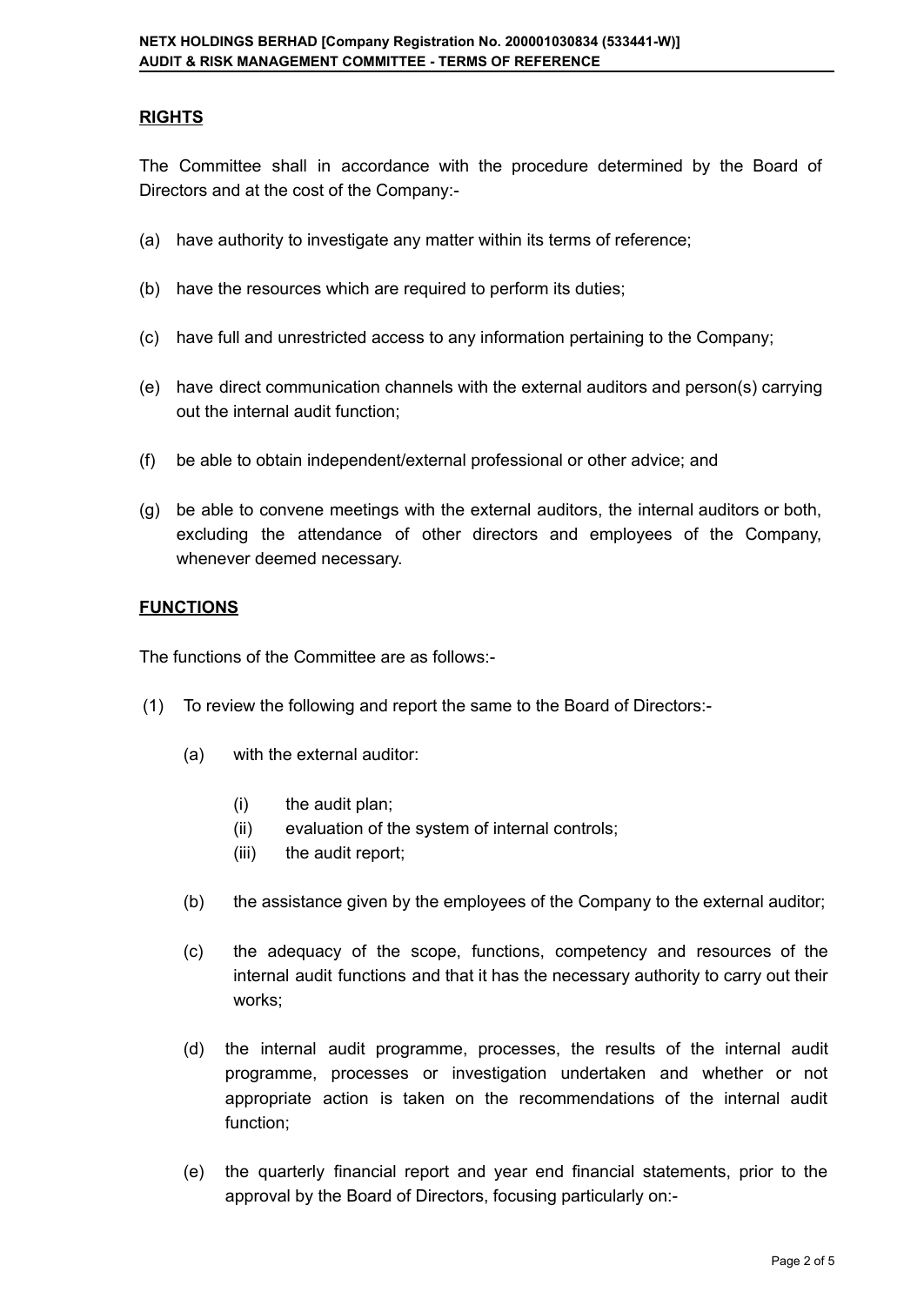## RIGHTS

The Committee shall in accordance with the procedure determined by the Board of Directors and at the cost of the Company:-

(a) have authority to investigate any matter within its terms of reference;

(b) have the resources which are required to perform its duties;

(c) have full and unrestricted access to any information pertaining to the Company;

(e) have direct communication channels with the external auditors and person(s) carrying out the internal audit function;

(f) be able to obtain independent/external professional or other advice; and

(g) be able to convene meetings with the external auditors, the internal auditors or both, excluding the attendance of other directors and employees of the Company, whenever deemed necessary.

## FUNCTIONS

The functions of the Committee are as follows:-

(1) To review the following and report the same to the Board of Directors:-

  (a) with the external auditor:

    (i) the audit plan;
    (ii) evaluation of the system of internal controls;
    (iii) the audit report;

  (b) the assistance given by the employees of the Company to the external auditor;

  (c) the adequacy of the scope, functions, competency and resources of the internal audit functions and that it has the necessary authority to carry out their works;

  (d) the internal audit programme, processes, the results of the internal audit programme, processes or investigation undertaken and whether or not appropriate action is taken on the recommendations of the internal audit function;

  (e) the quarterly financial report and year end financial statements, prior to the approval by the Board of Directors, focusing particularly on:-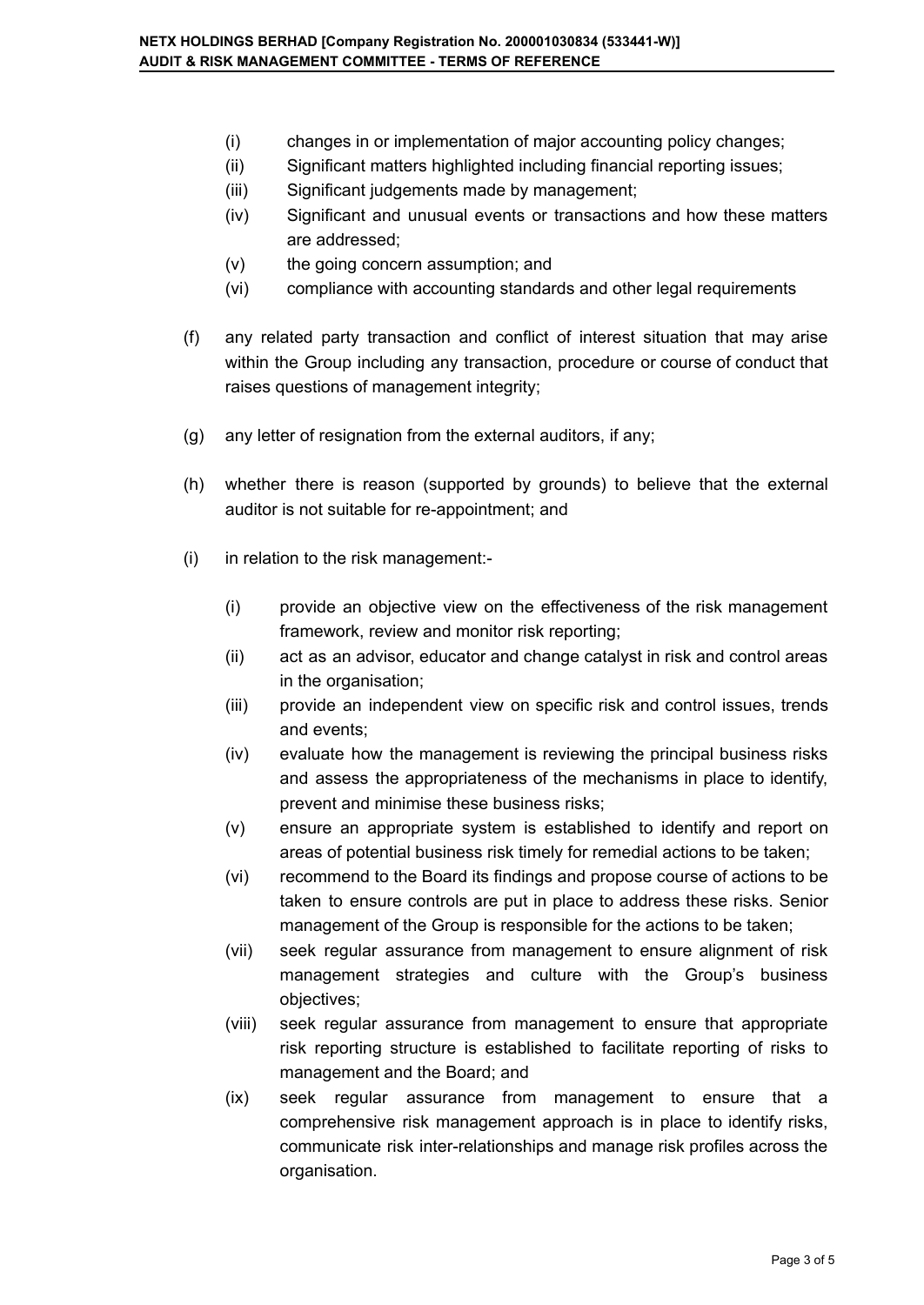(i) changes in or implementation of major accounting policy changes;
(ii) Significant matters highlighted including financial reporting issues;
(iii) Significant judgements made by management;
(iv) Significant and unusual events or transactions and how these matters are addressed;
(v) the going concern assumption; and
(vi) compliance with accounting standards and other legal requirements

(f) any related party transaction and conflict of interest situation that may arise within the Group including any transaction, procedure or course of conduct that raises questions of management integrity;

(g) any letter of resignation from the external auditors, if any;

(h) whether there is reason (supported by grounds) to believe that the external auditor is not suitable for re-appointment; and

(i) in relation to the risk management:-

(i) provide an objective view on the effectiveness of the risk management framework, review and monitor risk reporting;
(ii) act as an advisor, educator and change catalyst in risk and control areas in the organisation;
(iii) provide an independent view on specific risk and control issues, trends and events;
(iv) evaluate how the management is reviewing the principal business risks and assess the appropriateness of the mechanisms in place to identify, prevent and minimise these business risks;
(v) ensure an appropriate system is established to identify and report on areas of potential business risk timely for remedial actions to be taken;
(vi) recommend to the Board its findings and propose course of actions to be taken to ensure controls are put in place to address these risks. Senior management of the Group is responsible for the actions to be taken;
(vii) seek regular assurance from management to ensure alignment of risk management strategies and culture with the Group's business objectives;
(viii) seek regular assurance from management to ensure that appropriate risk reporting structure is established to facilitate reporting of risks to management and the Board; and
(ix) seek regular assurance from management to ensure that a comprehensive risk management approach is in place to identify risks, communicate risk inter-relationships and manage risk profiles across the organisation.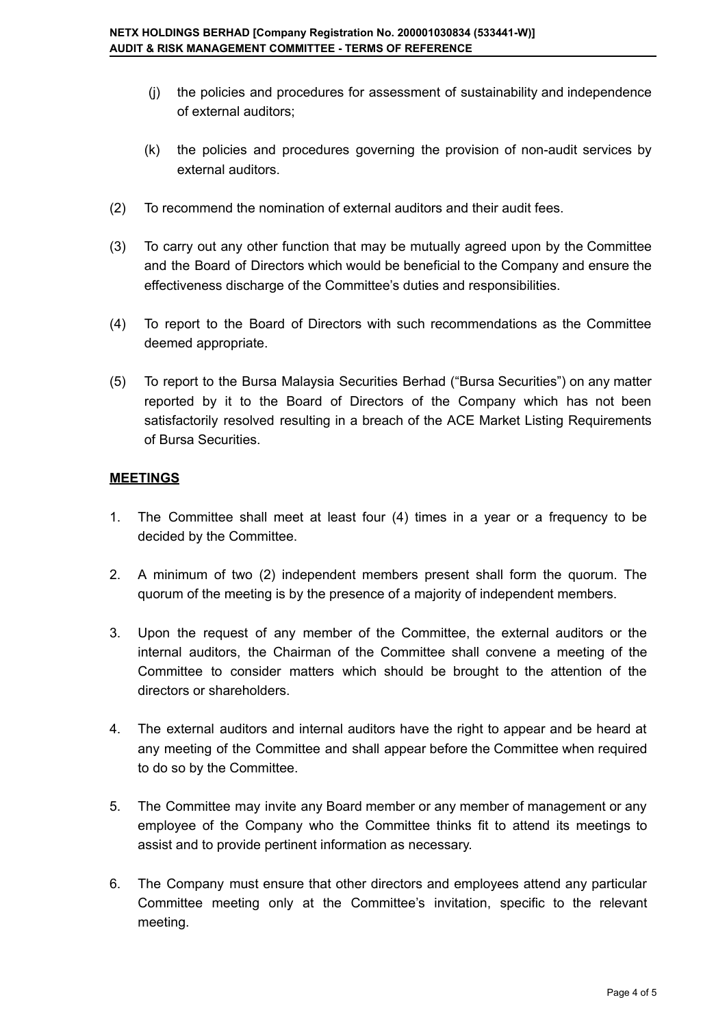(j) the policies and procedures for assessment of sustainability and independence of external auditors;

(k) the policies and procedures governing the provision of non-audit services by external auditors.

(2) To recommend the nomination of external auditors and their audit fees.

(3) To carry out any other function that may be mutually agreed upon by the Committee and the Board of Directors which would be beneficial to the Company and ensure the effectiveness discharge of the Committee's duties and responsibilities.

(4) To report to the Board of Directors with such recommendations as the Committee deemed appropriate.

(5) To report to the Bursa Malaysia Securities Berhad ("Bursa Securities") on any matter reported by it to the Board of Directors of the Company which has not been satisfactorily resolved resulting in a breach of the ACE Market Listing Requirements of Bursa Securities.

**MEETINGS**

1. The Committee shall meet at least four (4) times in a year or a frequency to be decided by the Committee.

2. A minimum of two (2) independent members present shall form the quorum. The quorum of the meeting is by the presence of a majority of independent members.

3. Upon the request of any member of the Committee, the external auditors or the internal auditors, the Chairman of the Committee shall convene a meeting of the Committee to consider matters which should be brought to the attention of the directors or shareholders.

4. The external auditors and internal auditors have the right to appear and be heard at any meeting of the Committee and shall appear before the Committee when required to do so by the Committee.

5. The Committee may invite any Board member or any member of management or any employee of the Company who the Committee thinks fit to attend its meetings to assist and to provide pertinent information as necessary.

6. The Company must ensure that other directors and employees attend any particular Committee meeting only at the Committee's invitation, specific to the relevant meeting.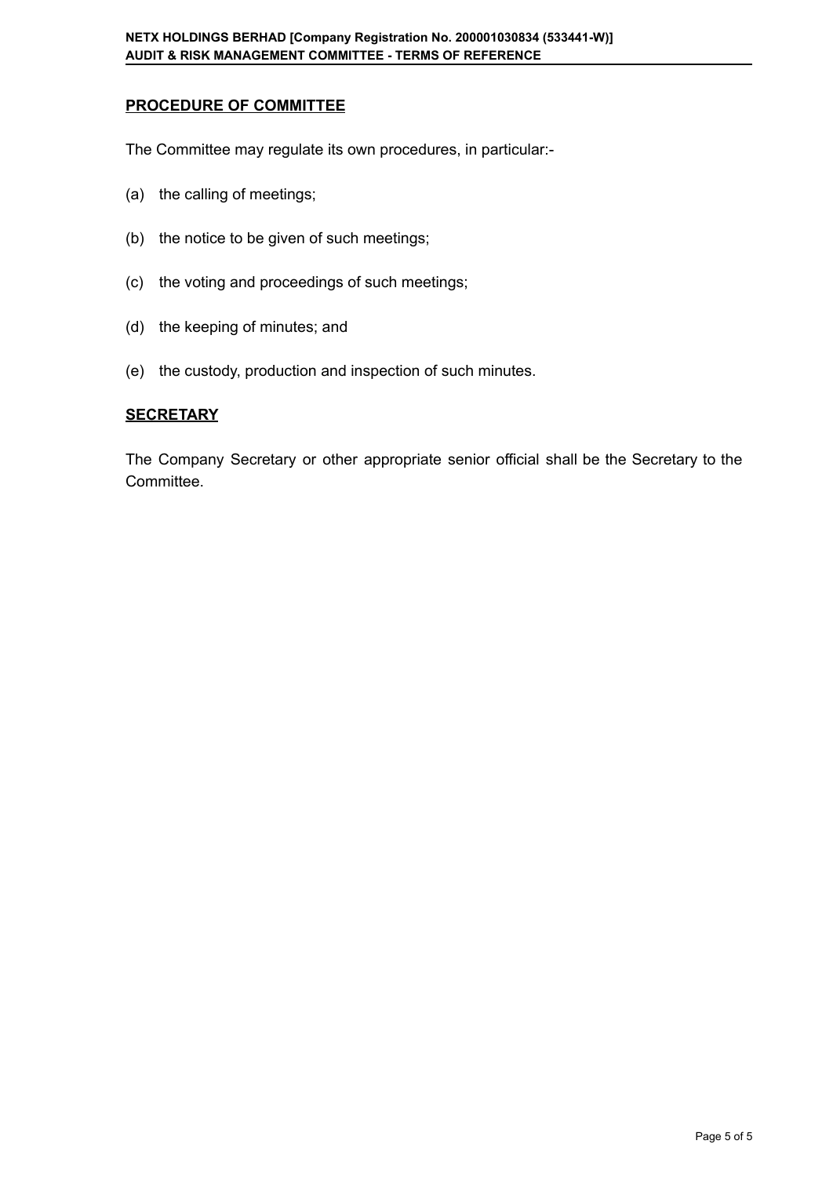## PROCEDURE OF COMMITTEE

The Committee may regulate its own procedures, in particular:-

(a) the calling of meetings;

(b) the notice to be given of such meetings;

(c) the voting and proceedings of such meetings;

(d) the keeping of minutes; and

(e) the custody, production and inspection of such minutes.

## SECRETARY

The Company Secretary or other appropriate senior official shall be the Secretary to the Committee.